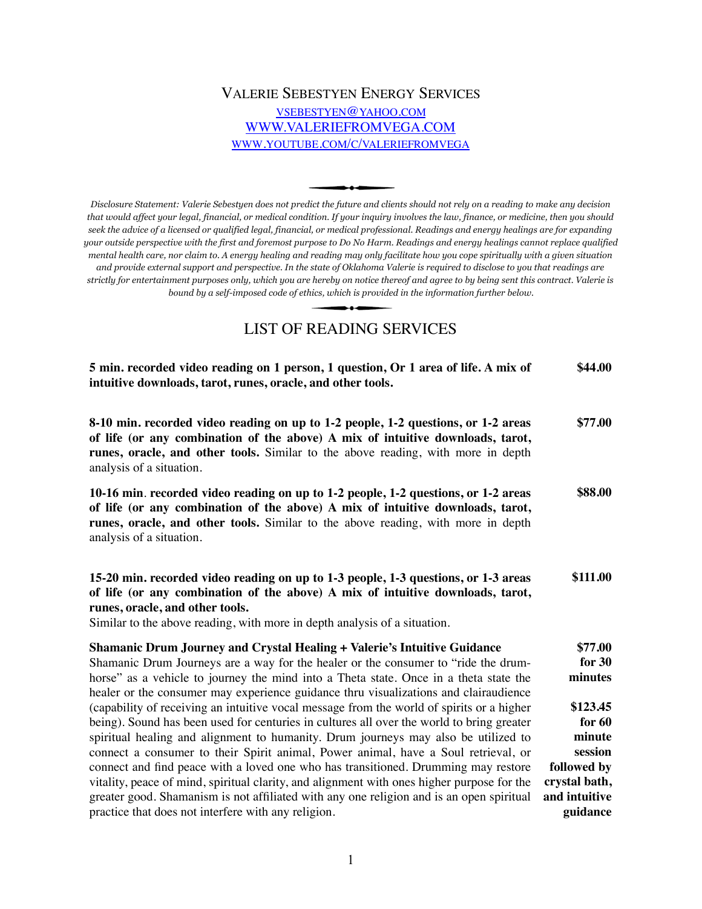# Valerie Sebestyen Energy Services

[VSEBESTYEN@YAHOO.COM](mailto:VSEBESTYEN@YAHOO.COM)
[WWW.VALERIEFROMVEGA.COM](http://WWW.VALERIEFROMVEGA.COM)
[WWW.YOUTUBE.COM/C/VALERIEFROMVEGA](http://WWW.YOUTUBE.COM/C/VALERIEFROMVEGA)

*Disclosure Statement: Valerie Sebestyen does not predict the future and clients should not rely on a reading to make any decision that would affect your legal, financial, or medical condition. If your inquiry involves the law, finance, or medicine, then you should seek the advice of a licensed or qualified legal, financial, or medical professional. Readings and energy healings are for expanding your outside perspective with the first and foremost purpose to Do No Harm. Readings and energy healings cannot replace qualified mental health care, nor claim to. A energy healing and reading may only facilitate how you cope spiritually with a given situation and provide external support and perspective. In the state of Oklahoma Valerie is required to disclose to you that readings are strictly for entertainment purposes only, which you are hereby on notice thereof and agree to by being sent this contract. Valerie is bound by a self-imposed code of ethics, which is provided in the information further below.*

## LIST OF READING SERVICES

| Service | Price |
|---|---|
| **5 min. recorded video reading on 1 person, 1 question, Or 1 area of life. A mix of intuitive downloads, tarot, runes, oracle, and other tools.** | **$44.00** |
| **8-10 min. recorded video reading on up to 1-2 people, 1-2 questions, or 1-2 areas of life (or any combination of the above) A mix of intuitive downloads, tarot, runes, oracle, and other tools.** Similar to the above reading, with more in depth analysis of a situation. | **$77.00** |
| **10-16 min. recorded video reading on up to 1-2 people, 1-2 questions, or 1-2 areas of life (or any combination of the above) A mix of intuitive downloads, tarot, runes, oracle, and other tools.** Similar to the above reading, with more in depth analysis of a situation. | **$88.00** |
| **15-20 min. recorded video reading on up to 1-3 people, 1-3 questions, or 1-3 areas of life (or any combination of the above) A mix of intuitive downloads, tarot, runes, oracle, and other tools.** Similar to the above reading, with more in depth analysis of a situation. | **$111.00** |
| **Shamanic Drum Journey and Crystal Healing + Valerie's Intuitive Guidance** Shamanic Drum Journeys are a way for the healer or the consumer to "ride the drum-horse" as a vehicle to journey the mind into a Theta state. Once in a theta state the healer or the consumer may experience guidance thru visualizations and clairaudience (capability of receiving an intuitive vocal message from the world of spirits or a higher being). Sound has been used for centuries in cultures all over the world to bring greater spiritual healing and alignment to humanity. Drum journeys may also be utilized to connect a consumer to their Spirit animal, Power animal, have a Soul retrieval, or connect and find peace with a loved one who has transitioned. Drumming may restore vitality, peace of mind, spiritual clarity, and alignment with ones higher purpose for the greater good. Shamanism is not affiliated with any one religion and is an open spiritual practice that does not interfere with any religion. | **$77.00 for 30 minutes** **$123.45 for 60 minute session followed by crystal bath, and intuitive guidance** |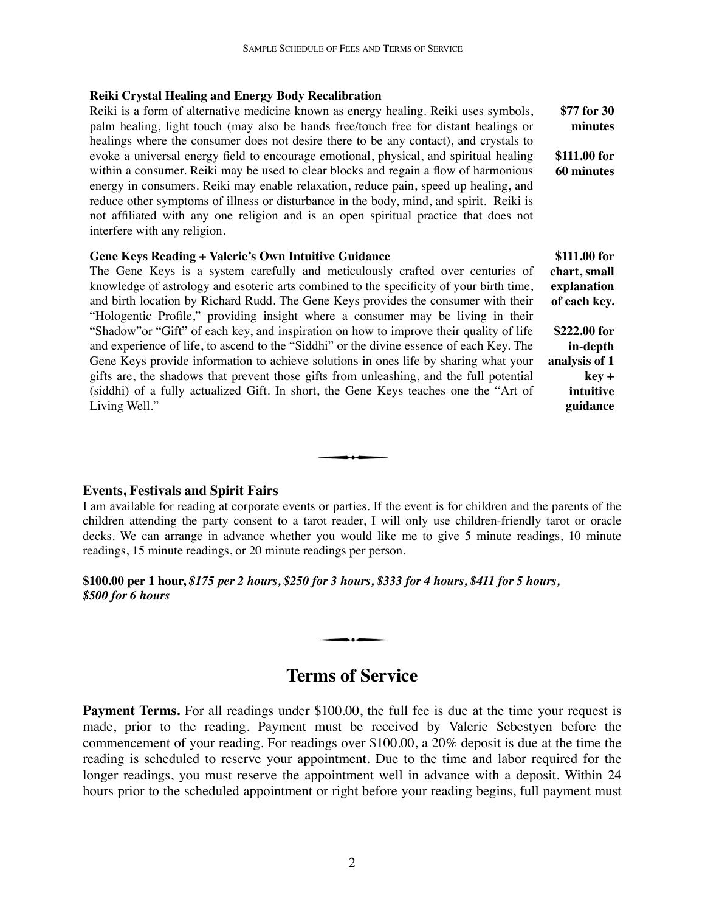**Reiki Crystal Healing and Energy Body Recalibration**

Reiki is a form of alternative medicine known as energy healing. Reiki uses symbols, palm healing, light touch (may also be hands free/touch free for distant healings or healings where the consumer does not desire there to be any contact), and crystals to evoke a universal energy field to encourage emotional, physical, and spiritual healing within a consumer. Reiki may be used to clear blocks and regain a flow of harmonious energy in consumers. Reiki may enable relaxation, reduce pain, speed up healing, and reduce other symptoms of illness or disturbance in the body, mind, and spirit. Reiki is not affiliated with any one religion and is an open spiritual practice that does not interfere with any religion.

**$77 for 30 minutes**

**$111.00 for 60 minutes**

**Gene Keys Reading + Valerie's Own Intuitive Guidance**

The Gene Keys is a system carefully and meticulously crafted over centuries of knowledge of astrology and esoteric arts combined to the specificity of your birth time, and birth location by Richard Rudd. The Gene Keys provides the consumer with their "Hologentic Profile," providing insight where a consumer may be living in their "Shadow"or "Gift" of each key, and inspiration on how to improve their quality of life and experience of life, to ascend to the "Siddhi" or the divine essence of each Key. The Gene Keys provide information to achieve solutions in ones life by sharing what your gifts are, the shadows that prevent those gifts from unleashing, and the full potential (siddhi) of a fully actualized Gift. In short, the Gene Keys teaches one the "Art of Living Well."

**$111.00 for chart, small explanation of each key.**

**$222.00 for in-depth analysis of 1 key + intuitive guidance**

---

**Events, Festivals and Spirit Fairs**

I am available for reading at corporate events or parties. If the event is for children and the parents of the children attending the party consent to a tarot reader, I will only use children-friendly tarot or oracle decks. We can arrange in advance whether you would like me to give 5 minute readings, 10 minute readings, 15 minute readings, or 20 minute readings per person.

**$100.00 per 1 hour,** ***$175 per 2 hours, $250 for 3 hours, $333 for 4 hours, $411 for 5 hours, $500 for 6 hours***

---

## Terms of Service

**Payment Terms.** For all readings under $100.00, the full fee is due at the time your request is made, prior to the reading. Payment must be received by Valerie Sebestyen before the commencement of your reading. For readings over $100.00, a 20% deposit is due at the time the reading is scheduled to reserve your appointment. Due to the time and labor required for the longer readings, you must reserve the appointment well in advance with a deposit. Within 24 hours prior to the scheduled appointment or right before your reading begins, full payment must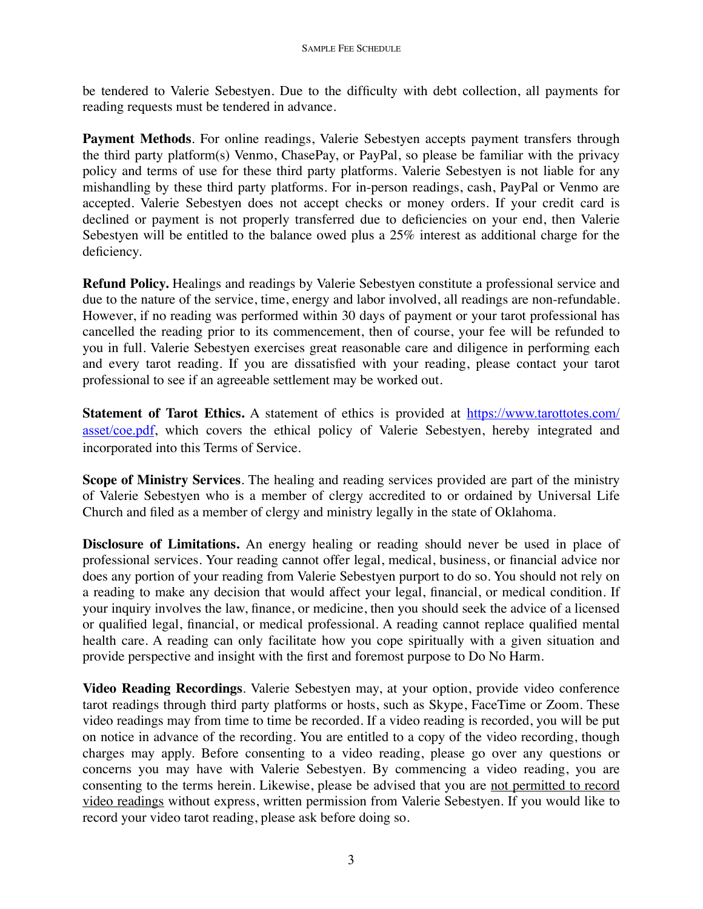be tendered to Valerie Sebestyen. Due to the difficulty with debt collection, all payments for reading requests must be tendered in advance.

**Payment Methods**. For online readings, Valerie Sebestyen accepts payment transfers through the third party platform(s) Venmo, ChasePay, or PayPal, so please be familiar with the privacy policy and terms of use for these third party platforms. Valerie Sebestyen is not liable for any mishandling by these third party platforms. For in-person readings, cash, PayPal or Venmo are accepted. Valerie Sebestyen does not accept checks or money orders. If your credit card is declined or payment is not properly transferred due to deficiencies on your end, then Valerie Sebestyen will be entitled to the balance owed plus a 25% interest as additional charge for the deficiency.

**Refund Policy.** Healings and readings by Valerie Sebestyen constitute a professional service and due to the nature of the service, time, energy and labor involved, all readings are non-refundable. However, if no reading was performed within 30 days of payment or your tarot professional has cancelled the reading prior to its commencement, then of course, your fee will be refunded to you in full. Valerie Sebestyen exercises great reasonable care and diligence in performing each and every tarot reading. If you are dissatisfied with your reading, please contact your tarot professional to see if an agreeable settlement may be worked out.

**Statement of Tarot Ethics.** A statement of ethics is provided at [https://www.tarottotes.com/asset/coe.pdf](https://www.tarottotes.com/asset/coe.pdf), which covers the ethical policy of Valerie Sebestyen, hereby integrated and incorporated into this Terms of Service.

**Scope of Ministry Services**. The healing and reading services provided are part of the ministry of Valerie Sebestyen who is a member of clergy accredited to or ordained by Universal Life Church and filed as a member of clergy and ministry legally in the state of Oklahoma.

**Disclosure of Limitations.** An energy healing or reading should never be used in place of professional services. Your reading cannot offer legal, medical, business, or financial advice nor does any portion of your reading from Valerie Sebestyen purport to do so. You should not rely on a reading to make any decision that would affect your legal, financial, or medical condition. If your inquiry involves the law, finance, or medicine, then you should seek the advice of a licensed or qualified legal, financial, or medical professional. A reading cannot replace qualified mental health care. A reading can only facilitate how you cope spiritually with a given situation and provide perspective and insight with the first and foremost purpose to Do No Harm.

**Video Reading Recordings**. Valerie Sebestyen may, at your option, provide video conference tarot readings through third party platforms or hosts, such as Skype, FaceTime or Zoom. These video readings may from time to time be recorded. If a video reading is recorded, you will be put on notice in advance of the recording. You are entitled to a copy of the video recording, though charges may apply. Before consenting to a video reading, please go over any questions or concerns you may have with Valerie Sebestyen. By commencing a video reading, you are consenting to the terms herein. Likewise, please be advised that you are <u>not permitted to record video readings</u> without express, written permission from Valerie Sebestyen. If you would like to record your video tarot reading, please ask before doing so.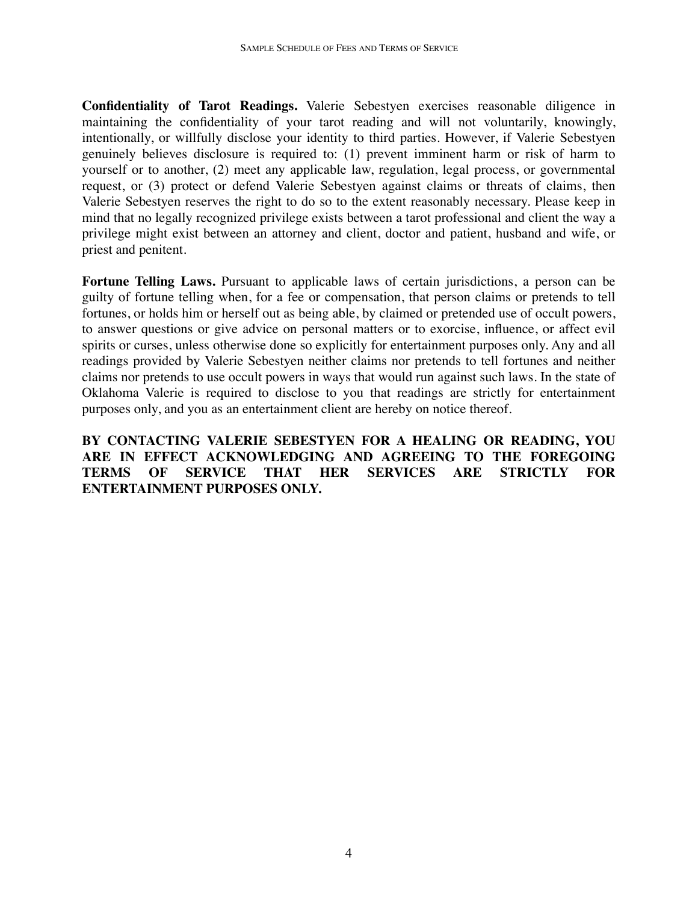**Confidentiality of Tarot Readings.** Valerie Sebestyen exercises reasonable diligence in maintaining the confidentiality of your tarot reading and will not voluntarily, knowingly, intentionally, or willfully disclose your identity to third parties. However, if Valerie Sebestyen genuinely believes disclosure is required to: (1) prevent imminent harm or risk of harm to yourself or to another, (2) meet any applicable law, regulation, legal process, or governmental request, or (3) protect or defend Valerie Sebestyen against claims or threats of claims, then Valerie Sebestyen reserves the right to do so to the extent reasonably necessary. Please keep in mind that no legally recognized privilege exists between a tarot professional and client the way a privilege might exist between an attorney and client, doctor and patient, husband and wife, or priest and penitent.

**Fortune Telling Laws.** Pursuant to applicable laws of certain jurisdictions, a person can be guilty of fortune telling when, for a fee or compensation, that person claims or pretends to tell fortunes, or holds him or herself out as being able, by claimed or pretended use of occult powers, to answer questions or give advice on personal matters or to exorcise, influence, or affect evil spirits or curses, unless otherwise done so explicitly for entertainment purposes only. Any and all readings provided by Valerie Sebestyen neither claims nor pretends to tell fortunes and neither claims nor pretends to use occult powers in ways that would run against such laws. In the state of Oklahoma Valerie is required to disclose to you that readings are strictly for entertainment purposes only, and you as an entertainment client are hereby on notice thereof.

**BY CONTACTING VALERIE SEBESTYEN FOR A HEALING OR READING, YOU ARE IN EFFECT ACKNOWLEDGING AND AGREEING TO THE FOREGOING TERMS OF SERVICE THAT HER SERVICES ARE STRICTLY FOR ENTERTAINMENT PURPOSES ONLY.**